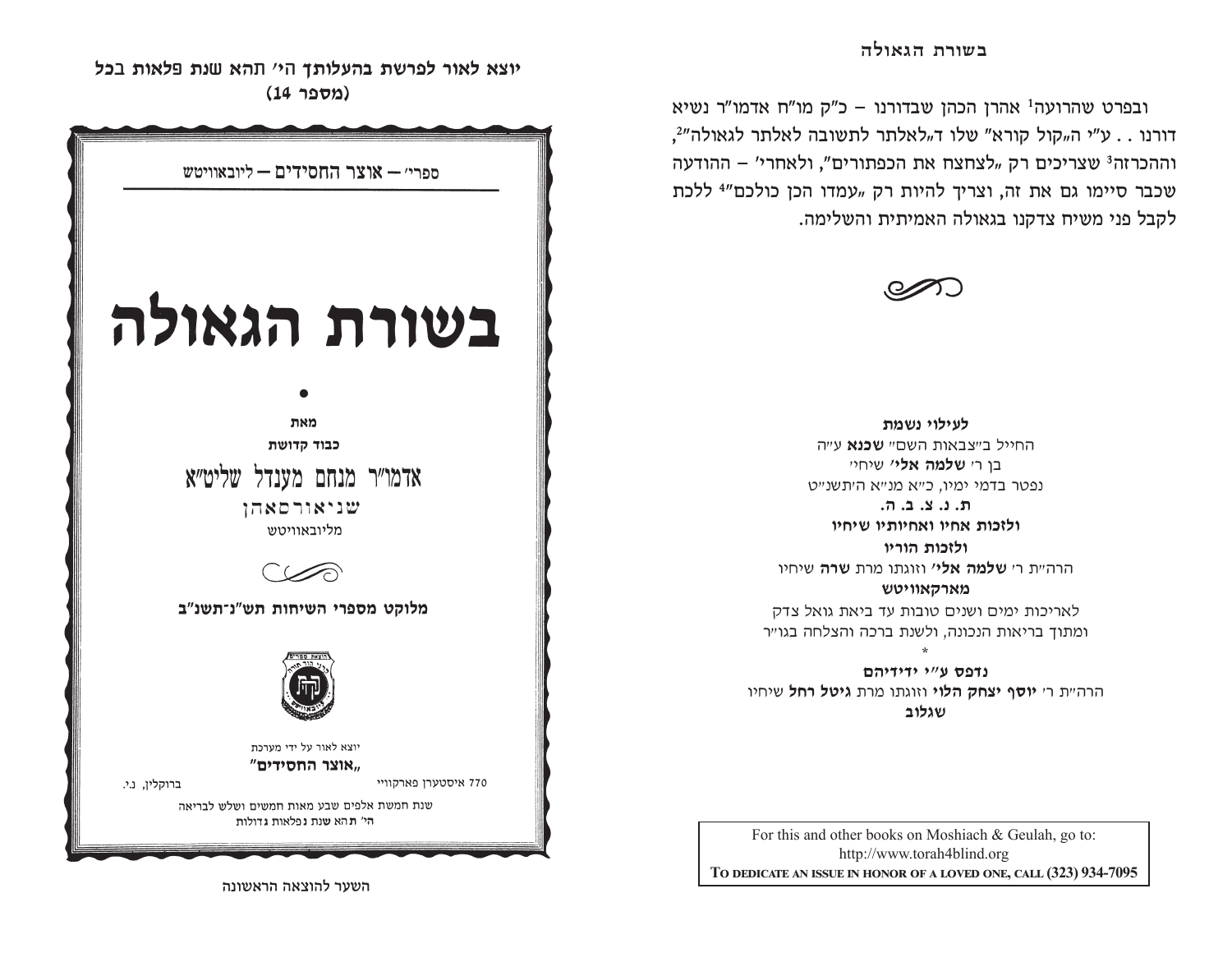יוצא לאור לפרשת בהעלותך הי' תהא שנת פלאות בכל
(מספר 14)

ספרי' — **אוצר החסידים** — ליובאוויטש

# בשורת הגאולה

•

**מאת**

**כבוד קדושת**

## אדמו"ר מנחם מענדל שליט"א

שניאורסאהן

מליובאוויטש

**מלוקט מספרי השיחות תש"נ-תשנ"ב**

יוצא לאור על ידי מערכת

**"אוצר החסידים"**

770 איסטערן פארקוויי — ברוקלין, נ.י.

שנת חמשת אלפים שבע מאות חמשים ושלש לבריאה

הי' תהא שנת נפלאות גדולות

השער להוצאה הראשונה

---

ובפרט שהרועה[1] אהרן הכהן שבדורנו – כ"ק מו"ח אדמו"ר נשיא דורנו . . ע"י ה"קול קורא" שלו ד"לאלתר לתשובה לאלתר לגאולה"[2], וההכרזה[3] שצריכים רק "לצחצח את הכפתורים", ולאחרי' – ההודעה שכבר סיימו גם את זה, וצריך להיות רק "עמדו הכן כולכם"[4] ללכת לקבל פני משיח צדקנו בגאולה האמיתית והשלימה.

**לעילוי נשמת**

החייל ב"צבאות השם" **שכנא** ע"ה

בן ר' **שלמה אלי'** שיחי'

נפטר בדמי ימיו, כ"א מנ"א ה'תשנ"ט

**ת. נ. צ. ב. ה.**

**ולזכות אחיו ואחיותיו שיחיו**

**ולזכות הוריו**

הרה"ת ר' **שלמה אלי'** וזוגתו מרת **שרה** שיחיו

**מארקאוויטש**

לאריכות ימים ושנים טובות עד ביאת גואל צדק

ומתוך בריאות הנכונה, ולשנת ברכה והצלחה בגו"ר

*

**נדפס ע"י ידידיהם**

הרה"ת ר' **יוסף יצחק הלוי** וזוגתו מרת **גיטל רחל** שיחיו

**שגלוב**

For this and other books on Moshiach & Geulah, go to:
http://www.torah4blind.org
**TO DEDICATE AN ISSUE IN HONOR OF A LOVED ONE, CALL (323) 934-7095**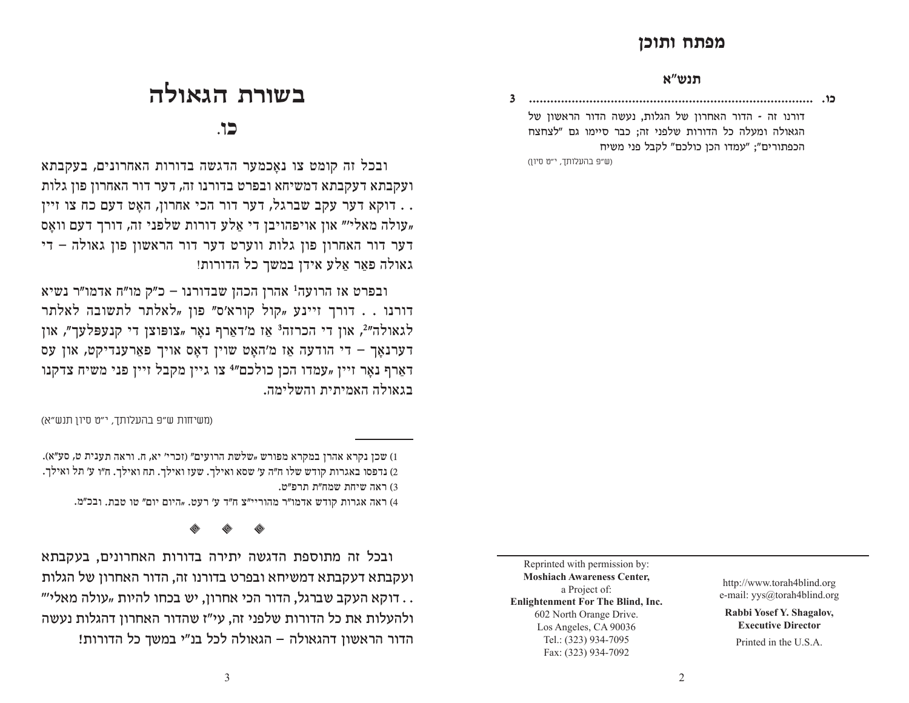## מפתח ותוכן

**תנש"א**

**כו.** ........................................................................ **3**

דורנו זה - הדור האחרון של הגלות, נעשה הדור הראשון של הגאולה ומעלה כל הדורות שלפני זה; כבר סיימו גם "לצחצח הכפתורים"; "עמדו הכן כולכם" לקבל פני משיח

(ש"פ בהעלותך, י"ט סיון)

Reprinted with permission by:
**Moshiach Awareness Center,**
a Project of:
**Enlightenment For The Blind, Inc.**
602 North Orange Drive.
Los Angeles, CA 90036
Tel.: (323) 934-7095
Fax: (323) 934-7092

http://www.torah4blind.org
e-mail: yys@torah4blind.org

**Rabbi Yosef Y. Shagalov,**
**Executive Director**

Printed in the U.S.A.

# בשורת הגאולה

## כו.

ובכל זה קומט צו נאָכמער הדגשה בדורות האחרונים, בעקבתא ועקבתא דעקבתא דמשיחא ובפרט בדורנו זה, דער דור האחרון פון גלות . . דוקא דער עקב שברגל, דער דור הכי אחרון, האָט דעם כח צו זיין "עולה מאליו" און אויפהויבן די אַלע דורות שלפני זה, דורך דעם וואָס דער דור האחרון פון גלות ווערט דער דור הראשון פון גאולה – די גאולה פאַר אַלע אידן במשך כל הדורות!

ובפרט אז הרועה[1] אהרן הכהן שבדורנו – כ"ק מו"ח אדמו"ר נשיא דורנו . . דורך זיינע "קול קורא'ס" פון "לאלתר לתשובה לאלתר לגאולה"[2], און די הכרזה[3] אַז מ'דאַרף נאָר "צופוצן די קנעפּלעך", און דערנאָך – די הודעה אַז מ'האָט שוין דאָס אויך פאַרענדיקט, און עס דאַרף נאָר זיין "עמדו הכן כולכם"[4] צו גיין מקבל זיין פני משיח צדקנו בגאולה האמיתית והשלימה.

(משיחות ש"פ בהעלותך, י"ט סיון תנש"א)

1) שכן נקרא אהרן במקרא מפורש "שלשת הרועים" (זכרי' יא, ח. וראה תענית ט, סע"א).
2) נדפסו באגרות קודש שלו ח"ה ע' שסא ואילך. שעז ואילך. תח ואילך. ח"ו ע' תל ואילך.
3) ראה שיחת שמח"ת תרפ"ט.
4) ראה אגרות קודש אדמו"ר מהוריי"צ ח"ד ע' רעט. "היום יום" טו טבת. ובכ"מ.

❖ ❖ ❖

ובכל זה מתוספת הדגשה יתירה בדורות האחרונים, בעקבתא ועקבתא דעקבתא דמשיחא ובפרט בדורנו זה, הדור האחרון של הגלות . . דוקא העקב שברגל, הדור הכי אחרון, יש בכחו להיות "עולה מאליו" ולהעלות את כל הדורות שלפני זה, עי"ז שהדור האחרון דהגלות נעשה הדור הראשון דהגאולה – הגאולה לכל בנ"י במשך כל הדורות!